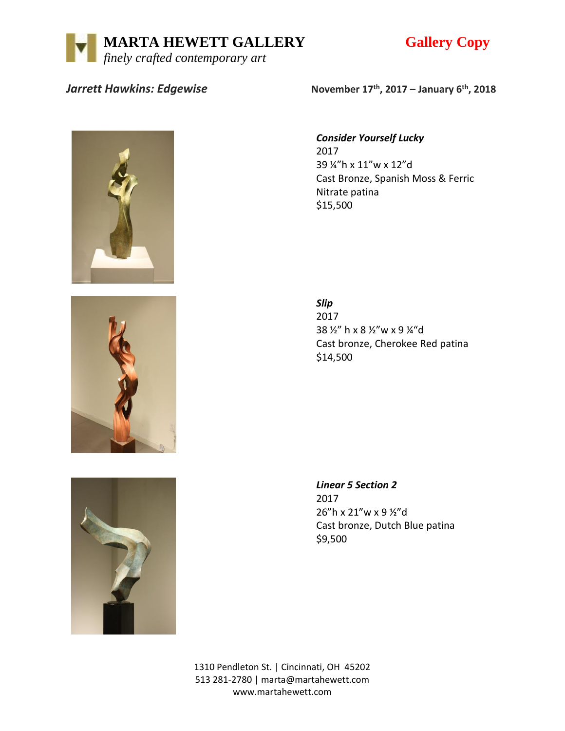# MARTA HEWETT GALLERY

*finely crafted contemporary art*

**Gallery Copy**

***Jarrett Hawkins: Edgewise*** **November 17th, 2017 – January 6th, 2018**

***Consider Yourself Lucky***
2017
39 ¼"h x 11"w x 12"d
Cast Bronze, Spanish Moss & Ferric Nitrate patina
$15,500

***Slip***
2017
38 ½" h x 8 ½"w x 9 ¼"d
Cast bronze, Cherokee Red patina
$14,500

***Linear 5 Section 2***
2017
26"h x 21"w x 9 ½"d
Cast bronze, Dutch Blue patina
$9,500

1310 Pendleton St. | Cincinnati, OH 45202
513 281-2780 | marta@martahewett.com
www.martahewett.com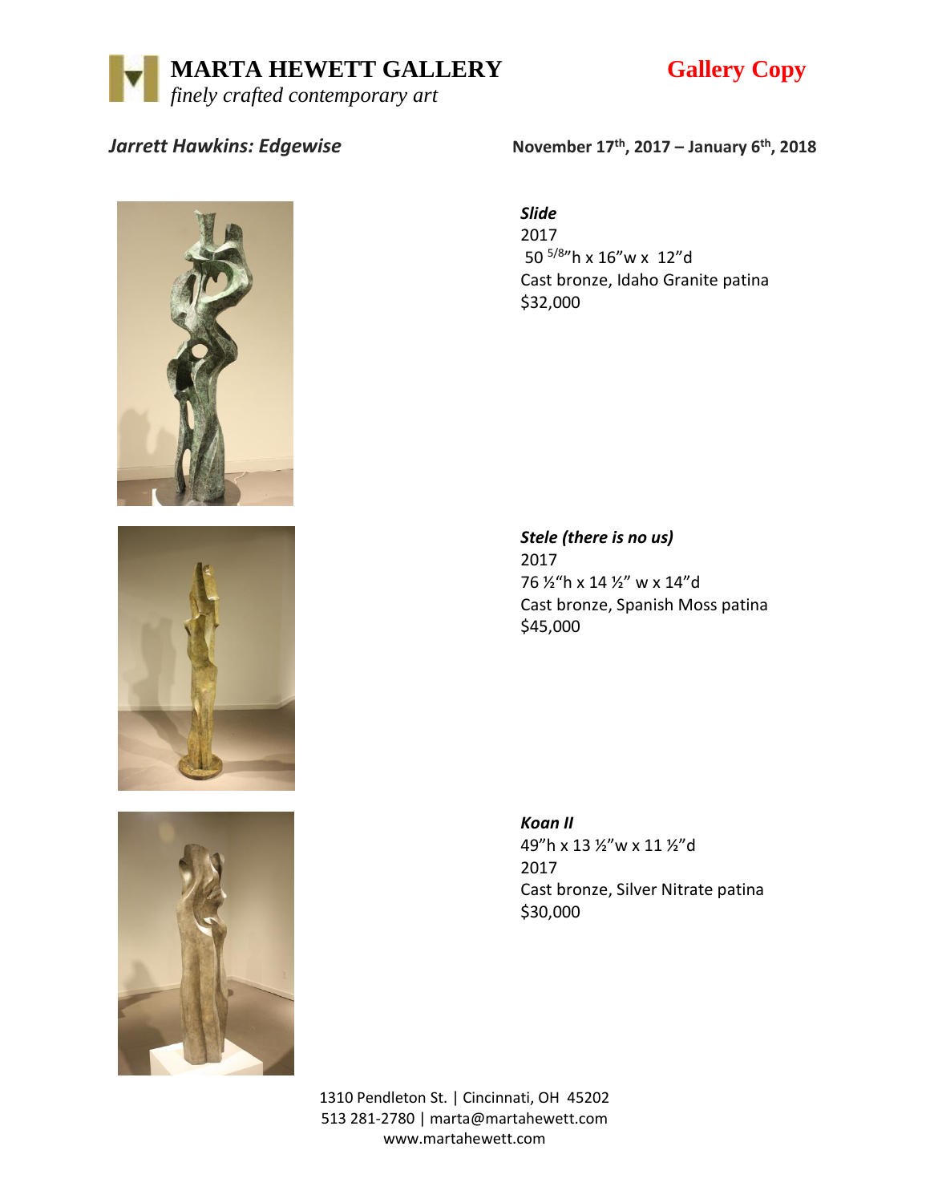# MARTA HEWETT GALLERY

*finely crafted contemporary art*

**Gallery Copy**

***Jarrett Hawkins: Edgewise*** **November 17th, 2017 – January 6th, 2018**

***Slide***
2017
50 $^{5/8}$"h x 16"w x 12"d
Cast bronze, Idaho Granite patina
$32,000

***Stele (there is no us)***
2017
76 ½"h x 14 ½" w x 14"d
Cast bronze, Spanish Moss patina
$45,000

***Koan II***
49"h x 13 ½"w x 11 ½"d
2017
Cast bronze, Silver Nitrate patina
$30,000

1310 Pendleton St. | Cincinnati, OH 45202
513 281-2780 | marta@martahewett.com
www.martahewett.com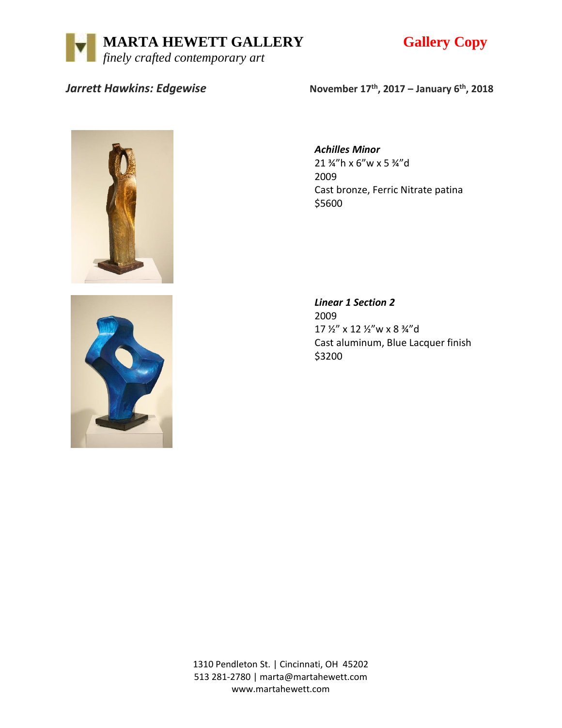# MARTA HEWETT GALLERY
*finely crafted contemporary art*

**Gallery Copy**

***Jarrett Hawkins: Edgewise*** **November 17th, 2017 – January 6th, 2018**

***Achilles Minor***
21 ¾"h x 6"w x 5 ¾"d
2009
Cast bronze, Ferric Nitrate patina
$5600

***Linear 1 Section 2***
2009
17 ½" x 12 ½"w x 8 ¾"d
Cast aluminum, Blue Lacquer finish
$3200

1310 Pendleton St. | Cincinnati, OH 45202
513 281-2780 | marta@martahewett.com
www.martahewett.com